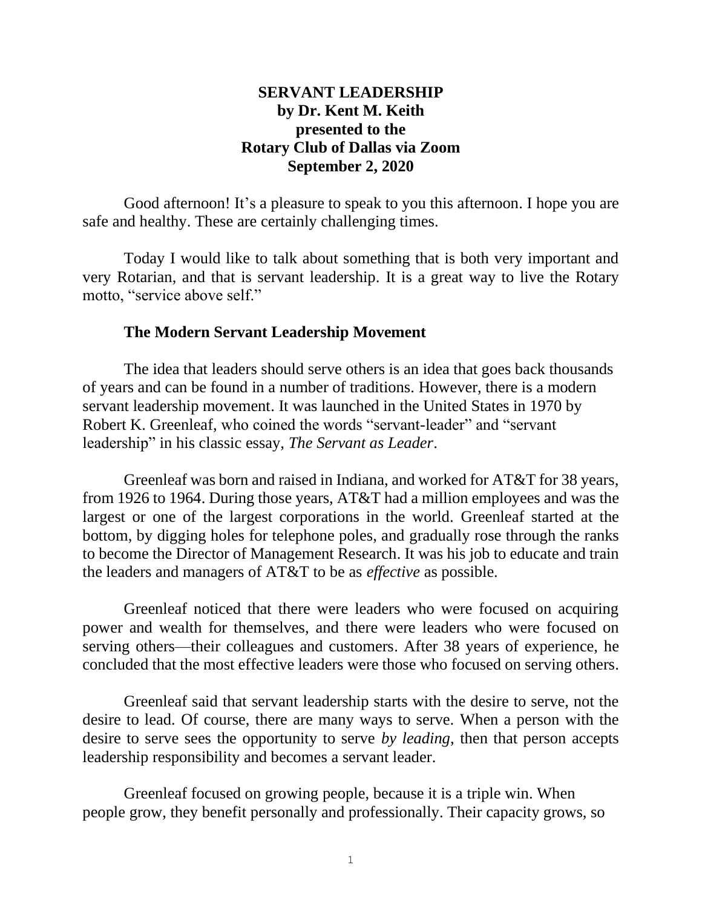# SERVANT LEADERSHIP
**by Dr. Kent M. Keith**
**presented to the**
**Rotary Club of Dallas via Zoom**
**September 2, 2020**

Good afternoon! It's a pleasure to speak to you this afternoon. I hope you are safe and healthy. These are certainly challenging times.

Today I would like to talk about something that is both very important and very Rotarian, and that is servant leadership. It is a great way to live the Rotary motto, "service above self."

## The Modern Servant Leadership Movement

The idea that leaders should serve others is an idea that goes back thousands of years and can be found in a number of traditions. However, there is a modern servant leadership movement. It was launched in the United States in 1970 by Robert K. Greenleaf, who coined the words "servant-leader" and "servant leadership" in his classic essay, *The Servant as Leader*.

Greenleaf was born and raised in Indiana, and worked for AT&T for 38 years, from 1926 to 1964. During those years, AT&T had a million employees and was the largest or one of the largest corporations in the world. Greenleaf started at the bottom, by digging holes for telephone poles, and gradually rose through the ranks to become the Director of Management Research. It was his job to educate and train the leaders and managers of AT&T to be as *effective* as possible.

Greenleaf noticed that there were leaders who were focused on acquiring power and wealth for themselves, and there were leaders who were focused on serving others—their colleagues and customers. After 38 years of experience, he concluded that the most effective leaders were those who focused on serving others.

Greenleaf said that servant leadership starts with the desire to serve, not the desire to lead. Of course, there are many ways to serve. When a person with the desire to serve sees the opportunity to serve *by leading*, then that person accepts leadership responsibility and becomes a servant leader.

Greenleaf focused on growing people, because it is a triple win. When people grow, they benefit personally and professionally. Their capacity grows, so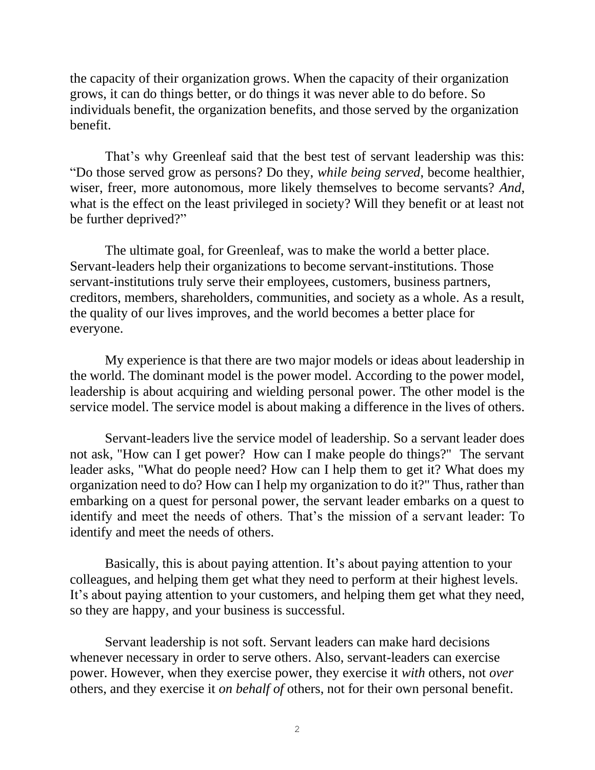the capacity of their organization grows. When the capacity of their organization grows, it can do things better, or do things it was never able to do before. So individuals benefit, the organization benefits, and those served by the organization benefit.

That's why Greenleaf said that the best test of servant leadership was this: "Do those served grow as persons? Do they, *while being served*, become healthier, wiser, freer, more autonomous, more likely themselves to become servants? *And*, what is the effect on the least privileged in society? Will they benefit or at least not be further deprived?"

The ultimate goal, for Greenleaf, was to make the world a better place. Servant-leaders help their organizations to become servant-institutions. Those servant-institutions truly serve their employees, customers, business partners, creditors, members, shareholders, communities, and society as a whole. As a result, the quality of our lives improves, and the world becomes a better place for everyone.

My experience is that there are two major models or ideas about leadership in the world. The dominant model is the power model. According to the power model, leadership is about acquiring and wielding personal power. The other model is the service model. The service model is about making a difference in the lives of others.

Servant-leaders live the service model of leadership. So a servant leader does not ask, "How can I get power? How can I make people do things?" The servant leader asks, "What do people need? How can I help them to get it? What does my organization need to do? How can I help my organization to do it?" Thus, rather than embarking on a quest for personal power, the servant leader embarks on a quest to identify and meet the needs of others. That's the mission of a servant leader: To identify and meet the needs of others.

Basically, this is about paying attention. It's about paying attention to your colleagues, and helping them get what they need to perform at their highest levels. It's about paying attention to your customers, and helping them get what they need, so they are happy, and your business is successful.

Servant leadership is not soft. Servant leaders can make hard decisions whenever necessary in order to serve others. Also, servant-leaders can exercise power. However, when they exercise power, they exercise it *with* others, not *over* others, and they exercise it *on behalf of* others, not for their own personal benefit.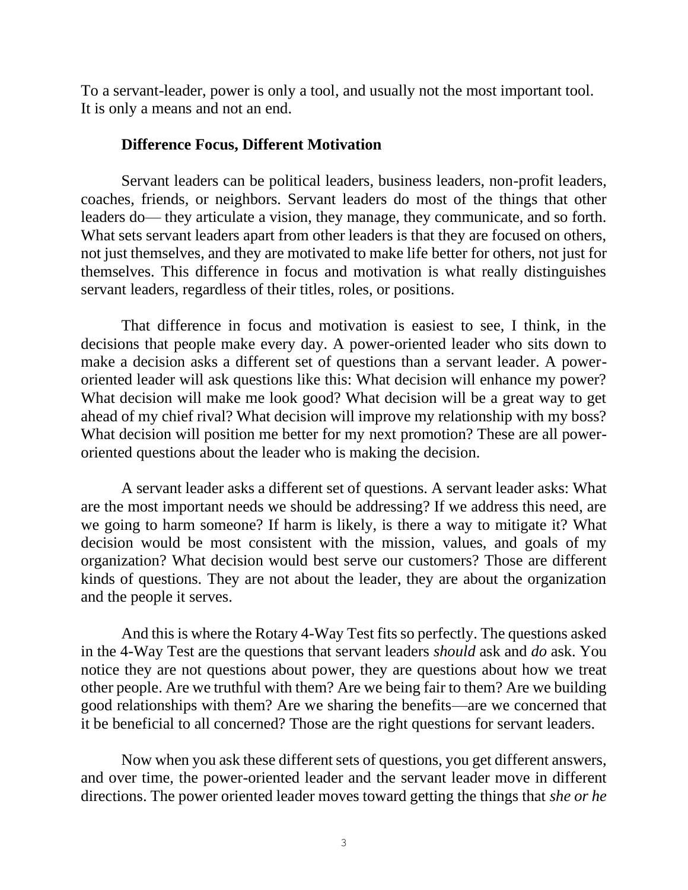To a servant-leader, power is only a tool, and usually not the most important tool. It is only a means and not an end.

**Difference Focus, Different Motivation**

Servant leaders can be political leaders, business leaders, non-profit leaders, coaches, friends, or neighbors. Servant leaders do most of the things that other leaders do— they articulate a vision, they manage, they communicate, and so forth. What sets servant leaders apart from other leaders is that they are focused on others, not just themselves, and they are motivated to make life better for others, not just for themselves. This difference in focus and motivation is what really distinguishes servant leaders, regardless of their titles, roles, or positions.

That difference in focus and motivation is easiest to see, I think, in the decisions that people make every day. A power-oriented leader who sits down to make a decision asks a different set of questions than a servant leader. A power-oriented leader will ask questions like this: What decision will enhance my power? What decision will make me look good? What decision will be a great way to get ahead of my chief rival? What decision will improve my relationship with my boss? What decision will position me better for my next promotion? These are all power-oriented questions about the leader who is making the decision.

A servant leader asks a different set of questions. A servant leader asks: What are the most important needs we should be addressing? If we address this need, are we going to harm someone? If harm is likely, is there a way to mitigate it? What decision would be most consistent with the mission, values, and goals of my organization? What decision would best serve our customers? Those are different kinds of questions. They are not about the leader, they are about the organization and the people it serves.

And this is where the Rotary 4-Way Test fits so perfectly. The questions asked in the 4-Way Test are the questions that servant leaders *should* ask and *do* ask. You notice they are not questions about power, they are questions about how we treat other people. Are we truthful with them? Are we being fair to them? Are we building good relationships with them? Are we sharing the benefits—are we concerned that it be beneficial to all concerned? Those are the right questions for servant leaders.

Now when you ask these different sets of questions, you get different answers, and over time, the power-oriented leader and the servant leader move in different directions. The power oriented leader moves toward getting the things that *she or he*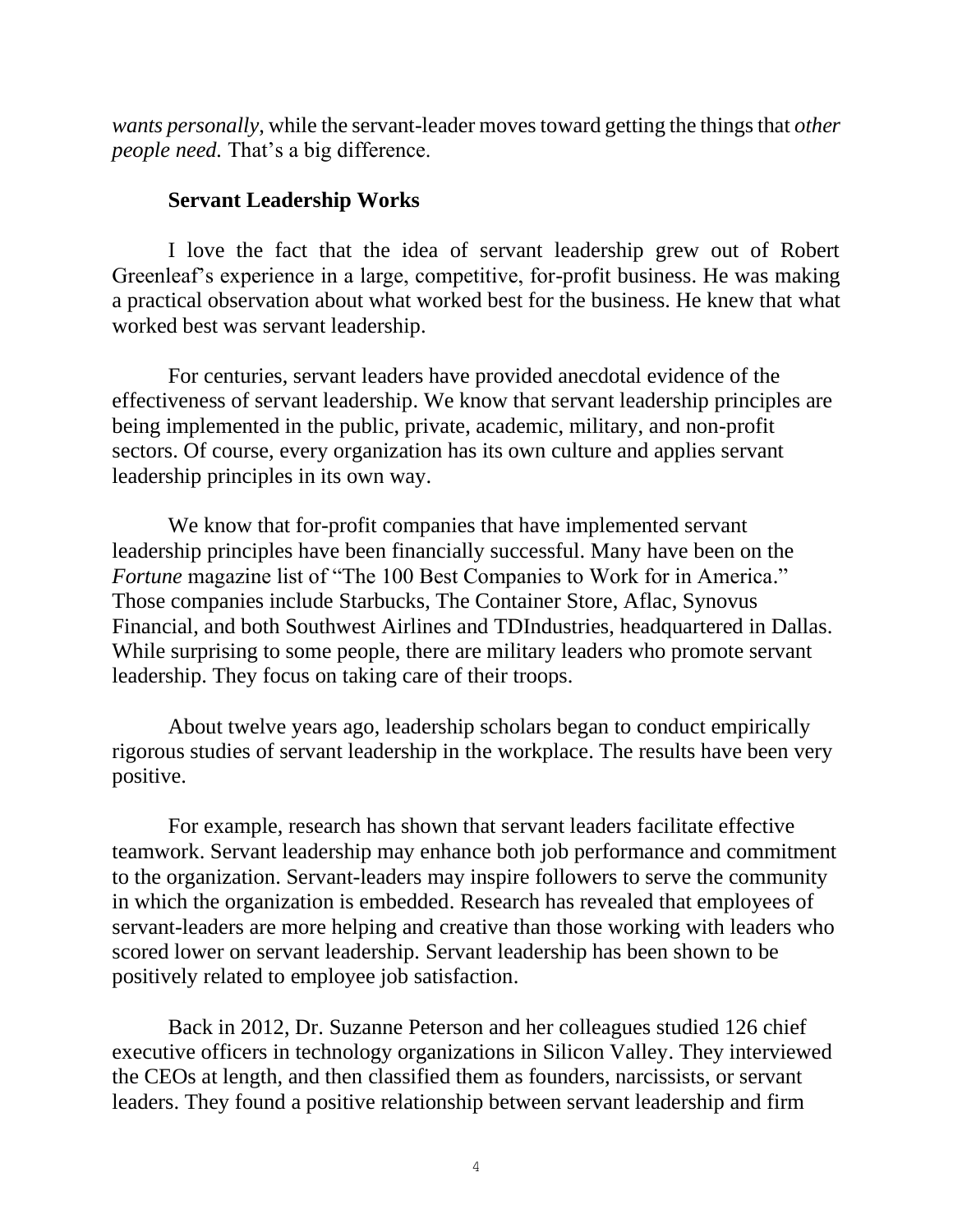*wants personally*, while the servant-leader moves toward getting the things that *other people need.* That's a big difference.

**Servant Leadership Works**

I love the fact that the idea of servant leadership grew out of Robert Greenleaf's experience in a large, competitive, for-profit business. He was making a practical observation about what worked best for the business. He knew that what worked best was servant leadership.

For centuries, servant leaders have provided anecdotal evidence of the effectiveness of servant leadership. We know that servant leadership principles are being implemented in the public, private, academic, military, and non-profit sectors. Of course, every organization has its own culture and applies servant leadership principles in its own way.

We know that for-profit companies that have implemented servant leadership principles have been financially successful. Many have been on the *Fortune* magazine list of "The 100 Best Companies to Work for in America." Those companies include Starbucks, The Container Store, Aflac, Synovus Financial, and both Southwest Airlines and TDIndustries, headquartered in Dallas. While surprising to some people, there are military leaders who promote servant leadership. They focus on taking care of their troops.

About twelve years ago, leadership scholars began to conduct empirically rigorous studies of servant leadership in the workplace. The results have been very positive.

For example, research has shown that servant leaders facilitate effective teamwork. Servant leadership may enhance both job performance and commitment to the organization. Servant-leaders may inspire followers to serve the community in which the organization is embedded. Research has revealed that employees of servant-leaders are more helping and creative than those working with leaders who scored lower on servant leadership. Servant leadership has been shown to be positively related to employee job satisfaction.

Back in 2012, Dr. Suzanne Peterson and her colleagues studied 126 chief executive officers in technology organizations in Silicon Valley. They interviewed the CEOs at length, and then classified them as founders, narcissists, or servant leaders. They found a positive relationship between servant leadership and firm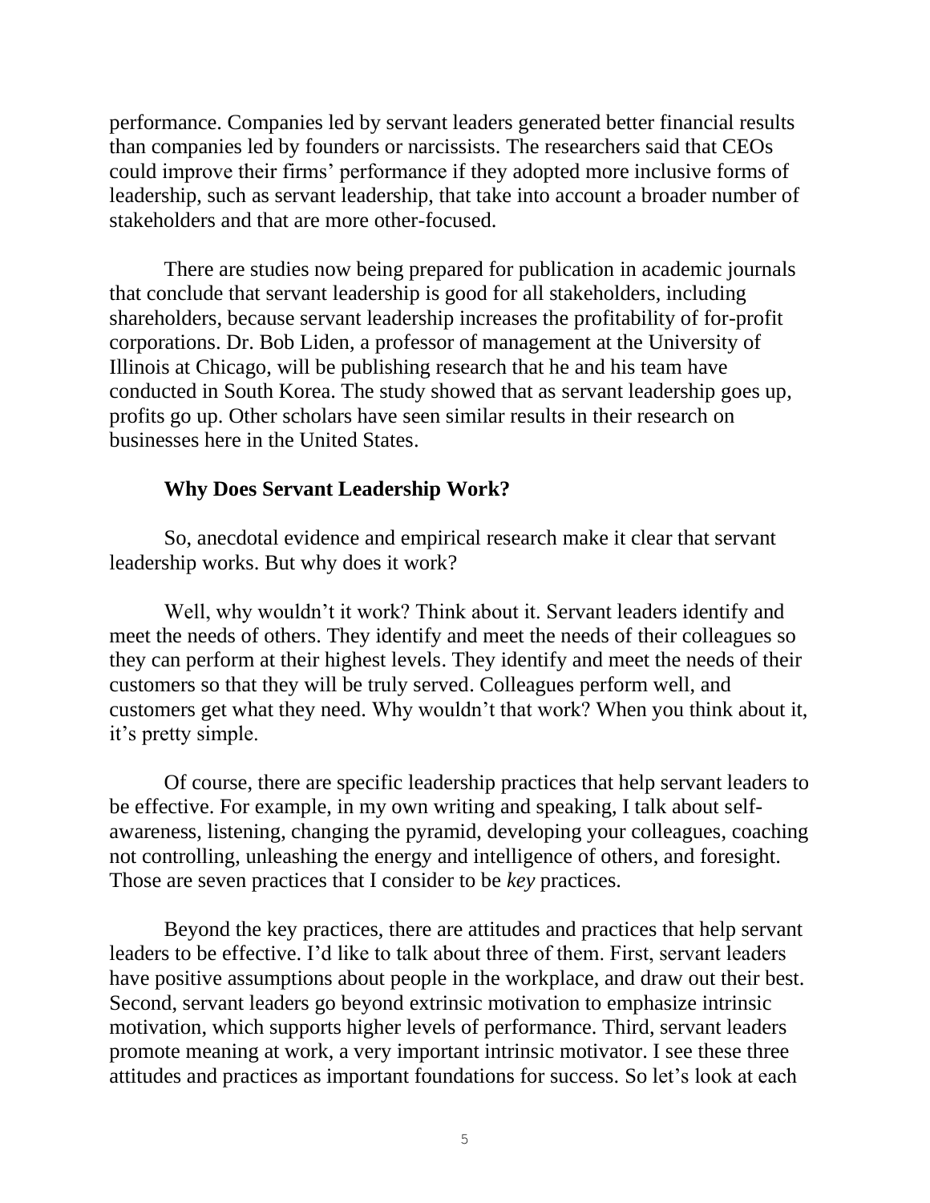performance. Companies led by servant leaders generated better financial results than companies led by founders or narcissists. The researchers said that CEOs could improve their firms' performance if they adopted more inclusive forms of leadership, such as servant leadership, that take into account a broader number of stakeholders and that are more other-focused.

There are studies now being prepared for publication in academic journals that conclude that servant leadership is good for all stakeholders, including shareholders, because servant leadership increases the profitability of for-profit corporations. Dr. Bob Liden, a professor of management at the University of Illinois at Chicago, will be publishing research that he and his team have conducted in South Korea. The study showed that as servant leadership goes up, profits go up. Other scholars have seen similar results in their research on businesses here in the United States.

## Why Does Servant Leadership Work?

So, anecdotal evidence and empirical research make it clear that servant leadership works. But why does it work?

Well, why wouldn't it work? Think about it. Servant leaders identify and meet the needs of others. They identify and meet the needs of their colleagues so they can perform at their highest levels. They identify and meet the needs of their customers so that they will be truly served. Colleagues perform well, and customers get what they need. Why wouldn't that work? When you think about it, it's pretty simple.

Of course, there are specific leadership practices that help servant leaders to be effective. For example, in my own writing and speaking, I talk about self-awareness, listening, changing the pyramid, developing your colleagues, coaching not controlling, unleashing the energy and intelligence of others, and foresight. Those are seven practices that I consider to be *key* practices.

Beyond the key practices, there are attitudes and practices that help servant leaders to be effective. I'd like to talk about three of them. First, servant leaders have positive assumptions about people in the workplace, and draw out their best. Second, servant leaders go beyond extrinsic motivation to emphasize intrinsic motivation, which supports higher levels of performance. Third, servant leaders promote meaning at work, a very important intrinsic motivator. I see these three attitudes and practices as important foundations for success. So let's look at each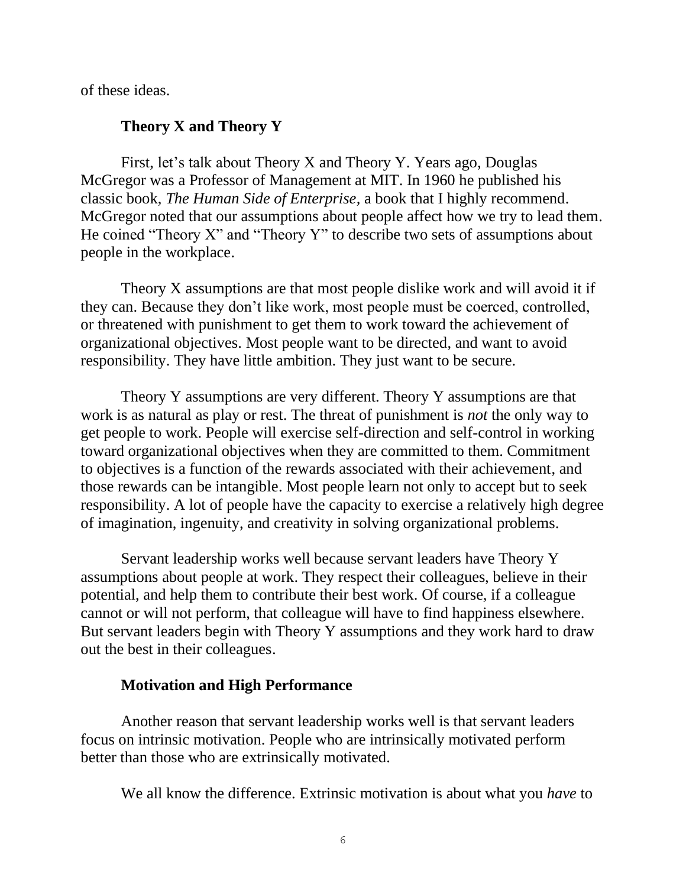of these ideas.

## Theory X and Theory Y

First, let’s talk about Theory X and Theory Y. Years ago, Douglas McGregor was a Professor of Management at MIT. In 1960 he published his classic book, *The Human Side of Enterprise*, a book that I highly recommend. McGregor noted that our assumptions about people affect how we try to lead them. He coined “Theory X” and “Theory Y” to describe two sets of assumptions about people in the workplace.

Theory X assumptions are that most people dislike work and will avoid it if they can. Because they don’t like work, most people must be coerced, controlled, or threatened with punishment to get them to work toward the achievement of organizational objectives. Most people want to be directed, and want to avoid responsibility. They have little ambition. They just want to be secure.

Theory Y assumptions are very different. Theory Y assumptions are that work is as natural as play or rest. The threat of punishment is *not* the only way to get people to work. People will exercise self-direction and self-control in working toward organizational objectives when they are committed to them. Commitment to objectives is a function of the rewards associated with their achievement, and those rewards can be intangible. Most people learn not only to accept but to seek responsibility. A lot of people have the capacity to exercise a relatively high degree of imagination, ingenuity, and creativity in solving organizational problems.

Servant leadership works well because servant leaders have Theory Y assumptions about people at work. They respect their colleagues, believe in their potential, and help them to contribute their best work. Of course, if a colleague cannot or will not perform, that colleague will have to find happiness elsewhere. But servant leaders begin with Theory Y assumptions and they work hard to draw out the best in their colleagues.

## Motivation and High Performance

Another reason that servant leadership works well is that servant leaders focus on intrinsic motivation. People who are intrinsically motivated perform better than those who are extrinsically motivated.

We all know the difference. Extrinsic motivation is about what you *have* to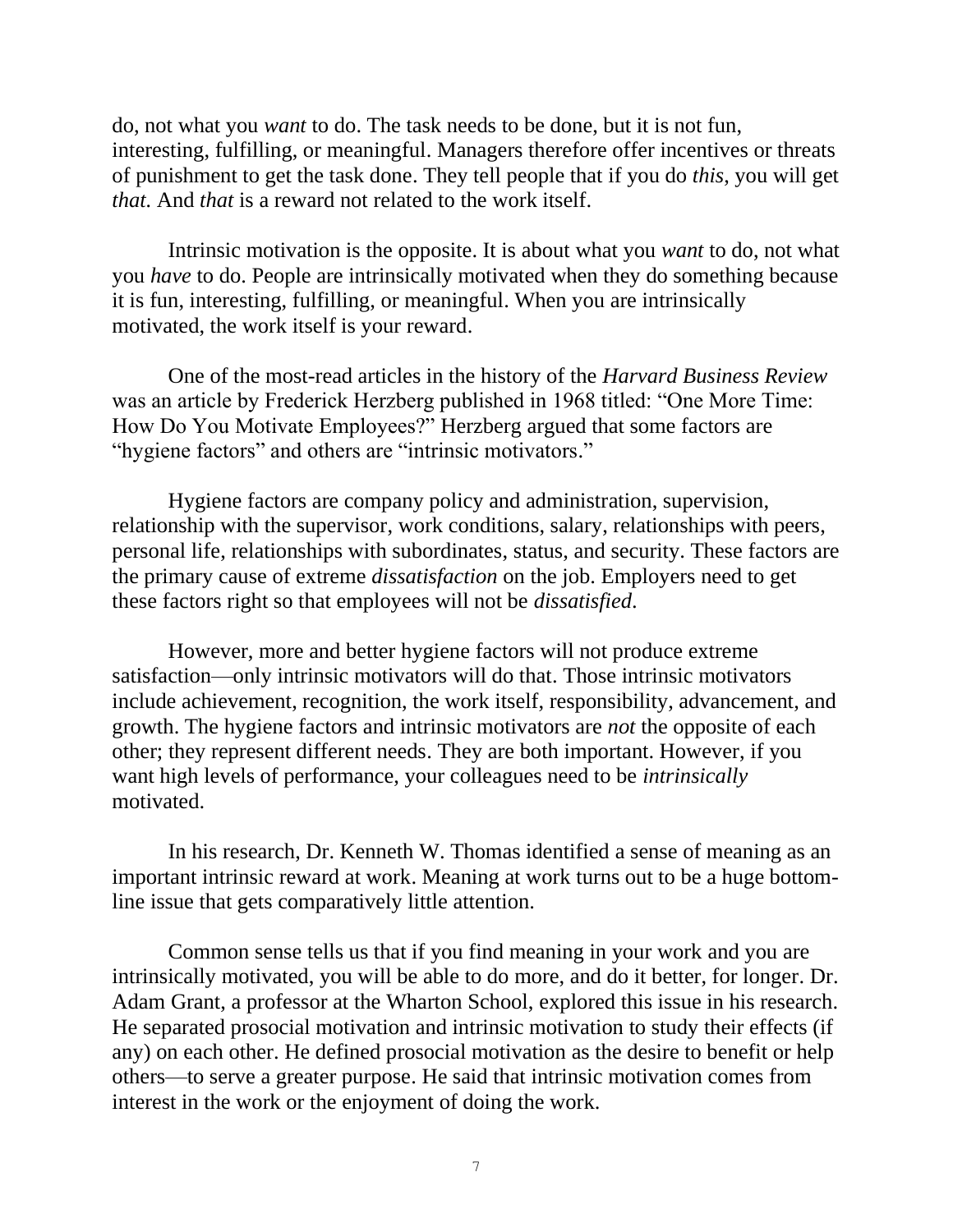do, not what you *want* to do. The task needs to be done, but it is not fun, interesting, fulfilling, or meaningful. Managers therefore offer incentives or threats of punishment to get the task done. They tell people that if you do *this*, you will get *that*. And *that* is a reward not related to the work itself.

Intrinsic motivation is the opposite. It is about what you *want* to do, not what you *have* to do. People are intrinsically motivated when they do something because it is fun, interesting, fulfilling, or meaningful. When you are intrinsically motivated, the work itself is your reward.

One of the most-read articles in the history of the *Harvard Business Review* was an article by Frederick Herzberg published in 1968 titled: "One More Time: How Do You Motivate Employees?" Herzberg argued that some factors are "hygiene factors" and others are "intrinsic motivators."

Hygiene factors are company policy and administration, supervision, relationship with the supervisor, work conditions, salary, relationships with peers, personal life, relationships with subordinates, status, and security. These factors are the primary cause of extreme *dissatisfaction* on the job. Employers need to get these factors right so that employees will not be *dissatisfied*.

However, more and better hygiene factors will not produce extreme satisfaction—only intrinsic motivators will do that. Those intrinsic motivators include achievement, recognition, the work itself, responsibility, advancement, and growth. The hygiene factors and intrinsic motivators are *not* the opposite of each other; they represent different needs. They are both important. However, if you want high levels of performance, your colleagues need to be *intrinsically* motivated.

In his research, Dr. Kenneth W. Thomas identified a sense of meaning as an important intrinsic reward at work. Meaning at work turns out to be a huge bottom-line issue that gets comparatively little attention.

Common sense tells us that if you find meaning in your work and you are intrinsically motivated, you will be able to do more, and do it better, for longer. Dr. Adam Grant, a professor at the Wharton School, explored this issue in his research. He separated prosocial motivation and intrinsic motivation to study their effects (if any) on each other. He defined prosocial motivation as the desire to benefit or help others—to serve a greater purpose. He said that intrinsic motivation comes from interest in the work or the enjoyment of doing the work.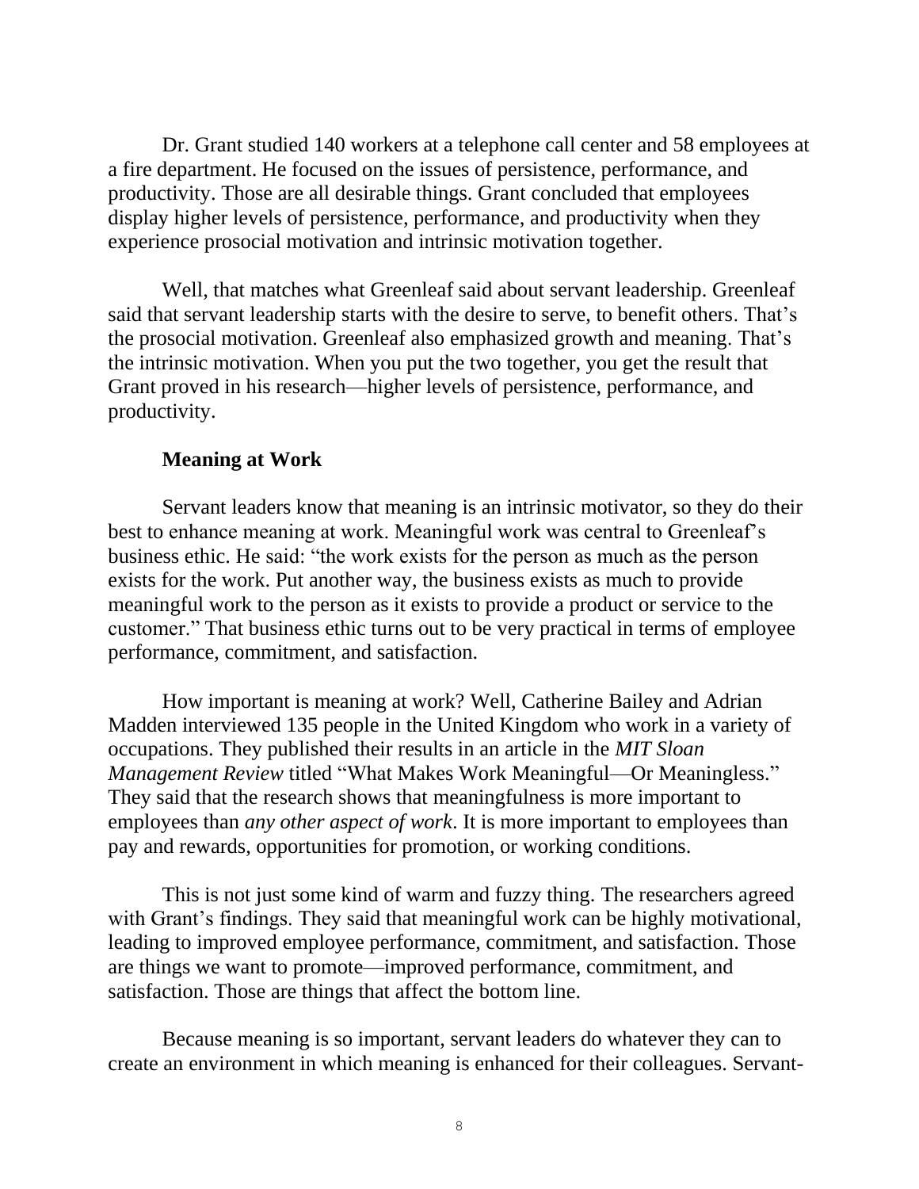Dr. Grant studied 140 workers at a telephone call center and 58 employees at a fire department. He focused on the issues of persistence, performance, and productivity. Those are all desirable things. Grant concluded that employees display higher levels of persistence, performance, and productivity when they experience prosocial motivation and intrinsic motivation together.

Well, that matches what Greenleaf said about servant leadership. Greenleaf said that servant leadership starts with the desire to serve, to benefit others. That's the prosocial motivation. Greenleaf also emphasized growth and meaning. That's the intrinsic motivation. When you put the two together, you get the result that Grant proved in his research—higher levels of persistence, performance, and productivity.

## Meaning at Work

Servant leaders know that meaning is an intrinsic motivator, so they do their best to enhance meaning at work. Meaningful work was central to Greenleaf's business ethic. He said: "the work exists for the person as much as the person exists for the work. Put another way, the business exists as much to provide meaningful work to the person as it exists to provide a product or service to the customer." That business ethic turns out to be very practical in terms of employee performance, commitment, and satisfaction.

How important is meaning at work? Well, Catherine Bailey and Adrian Madden interviewed 135 people in the United Kingdom who work in a variety of occupations. They published their results in an article in the *MIT Sloan Management Review* titled "What Makes Work Meaningful—Or Meaningless." They said that the research shows that meaningfulness is more important to employees than *any other aspect of work*. It is more important to employees than pay and rewards, opportunities for promotion, or working conditions.

This is not just some kind of warm and fuzzy thing. The researchers agreed with Grant's findings. They said that meaningful work can be highly motivational, leading to improved employee performance, commitment, and satisfaction. Those are things we want to promote—improved performance, commitment, and satisfaction. Those are things that affect the bottom line.

Because meaning is so important, servant leaders do whatever they can to create an environment in which meaning is enhanced for their colleagues. Servant-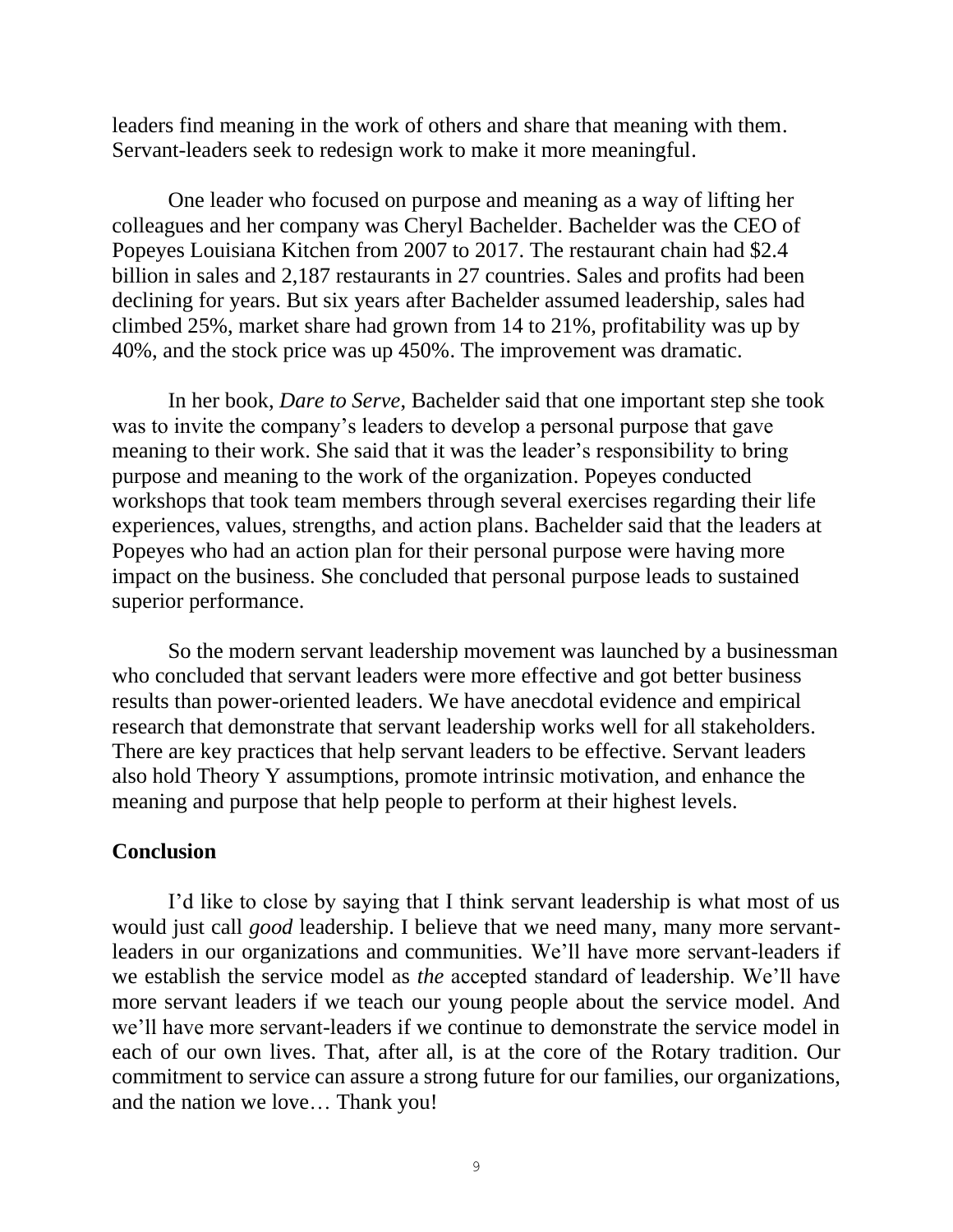leaders find meaning in the work of others and share that meaning with them. Servant-leaders seek to redesign work to make it more meaningful.

One leader who focused on purpose and meaning as a way of lifting her colleagues and her company was Cheryl Bachelder. Bachelder was the CEO of Popeyes Louisiana Kitchen from 2007 to 2017. The restaurant chain had $2.4 billion in sales and 2,187 restaurants in 27 countries. Sales and profits had been declining for years. But six years after Bachelder assumed leadership, sales had climbed 25%, market share had grown from 14 to 21%, profitability was up by 40%, and the stock price was up 450%. The improvement was dramatic.

In her book, *Dare to Serve,* Bachelder said that one important step she took was to invite the company's leaders to develop a personal purpose that gave meaning to their work. She said that it was the leader's responsibility to bring purpose and meaning to the work of the organization. Popeyes conducted workshops that took team members through several exercises regarding their life experiences, values, strengths, and action plans. Bachelder said that the leaders at Popeyes who had an action plan for their personal purpose were having more impact on the business. She concluded that personal purpose leads to sustained superior performance.

So the modern servant leadership movement was launched by a businessman who concluded that servant leaders were more effective and got better business results than power-oriented leaders. We have anecdotal evidence and empirical research that demonstrate that servant leadership works well for all stakeholders. There are key practices that help servant leaders to be effective. Servant leaders also hold Theory Y assumptions, promote intrinsic motivation, and enhance the meaning and purpose that help people to perform at their highest levels.

## Conclusion

I'd like to close by saying that I think servant leadership is what most of us would just call *good* leadership. I believe that we need many, many more servant-leaders in our organizations and communities. We'll have more servant-leaders if we establish the service model as *the* accepted standard of leadership. We'll have more servant leaders if we teach our young people about the service model. And we'll have more servant-leaders if we continue to demonstrate the service model in each of our own lives. That, after all, is at the core of the Rotary tradition. Our commitment to service can assure a strong future for our families, our organizations, and the nation we love… Thank you!